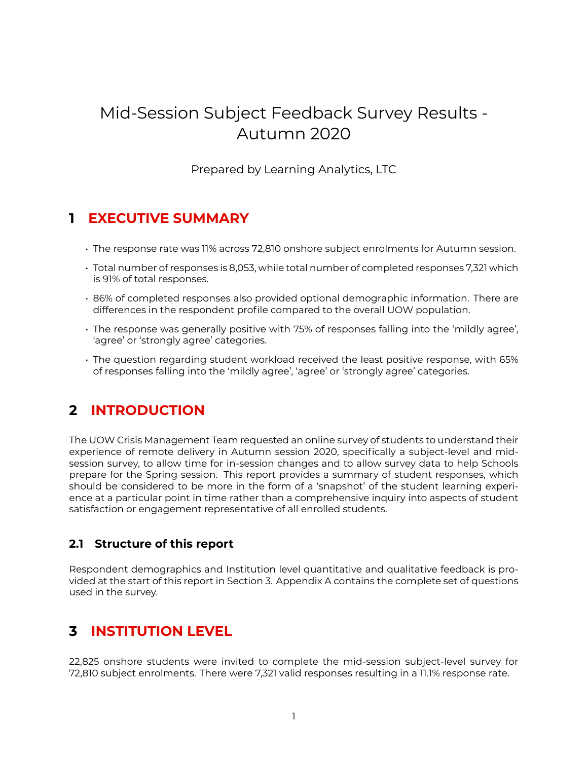# Mid-Session Subject Feedback Survey Results - Autumn 2020

Prepared by Learning Analytics, LTC

## 1 EXECUTIVE SUMMARY

- The response rate was 11% across 72,810 onshore subject enrolments for Autumn session.
- Total number of responses is 8,053, while total number of completed responses 7,321 which is 91% of total responses.
- 86% of completed responses also provided optional demographic information. There are differences in the respondent profile compared to the overall UOW population.
- The response was generally positive with 75% of responses falling into the 'mildly agree', 'agree' or 'strongly agree' categories.
- The question regarding student workload received the least positive response, with 65% of responses falling into the 'mildly agree', 'agree' or 'strongly agree' categories.

## 2 INTRODUCTION

The UOW Crisis Management Team requested an online survey of students to understand their experience of remote delivery in Autumn session 2020, specifically a subject-level and mid-session survey, to allow time for in-session changes and to allow survey data to help Schools prepare for the Spring session. This report provides a summary of student responses, which should be considered to be more in the form of a 'snapshot' of the student learning experience at a particular point in time rather than a comprehensive inquiry into aspects of student satisfaction or engagement representative of all enrolled students.

### 2.1 Structure of this report

Respondent demographics and Institution level quantitative and qualitative feedback is provided at the start of this report in Section 3. Appendix A contains the complete set of questions used in the survey.

## 3 INSTITUTION LEVEL

22,825 onshore students were invited to complete the mid-session subject-level survey for 72,810 subject enrolments. There were 7,321 valid responses resulting in a 11.1% response rate.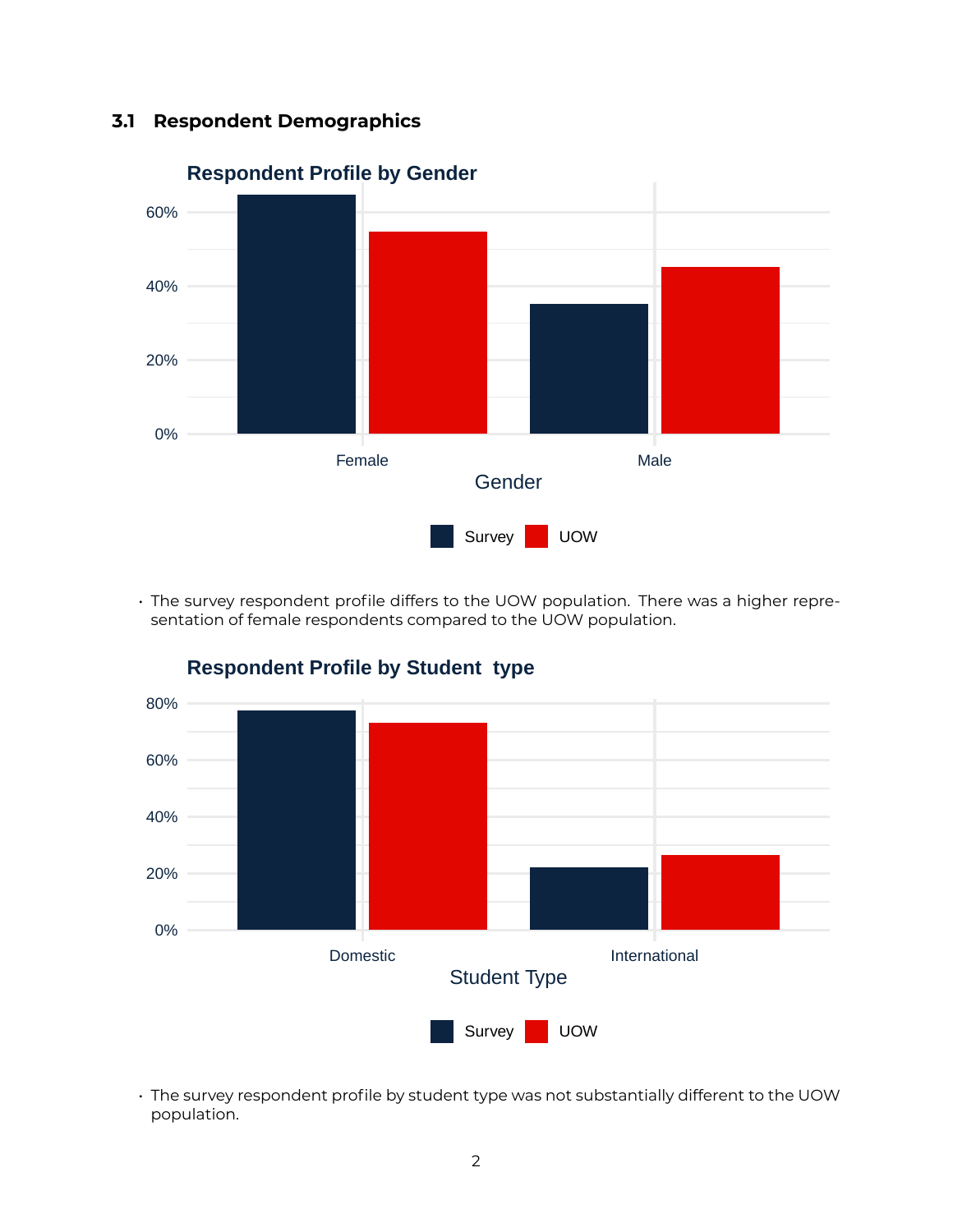## 3.1 Respondent Demographics

- The survey respondent profile differs to the UOW population. There was a higher representation of female respondents compared to the UOW population.

- The survey respondent profile by student type was not substantially different to the UOW population.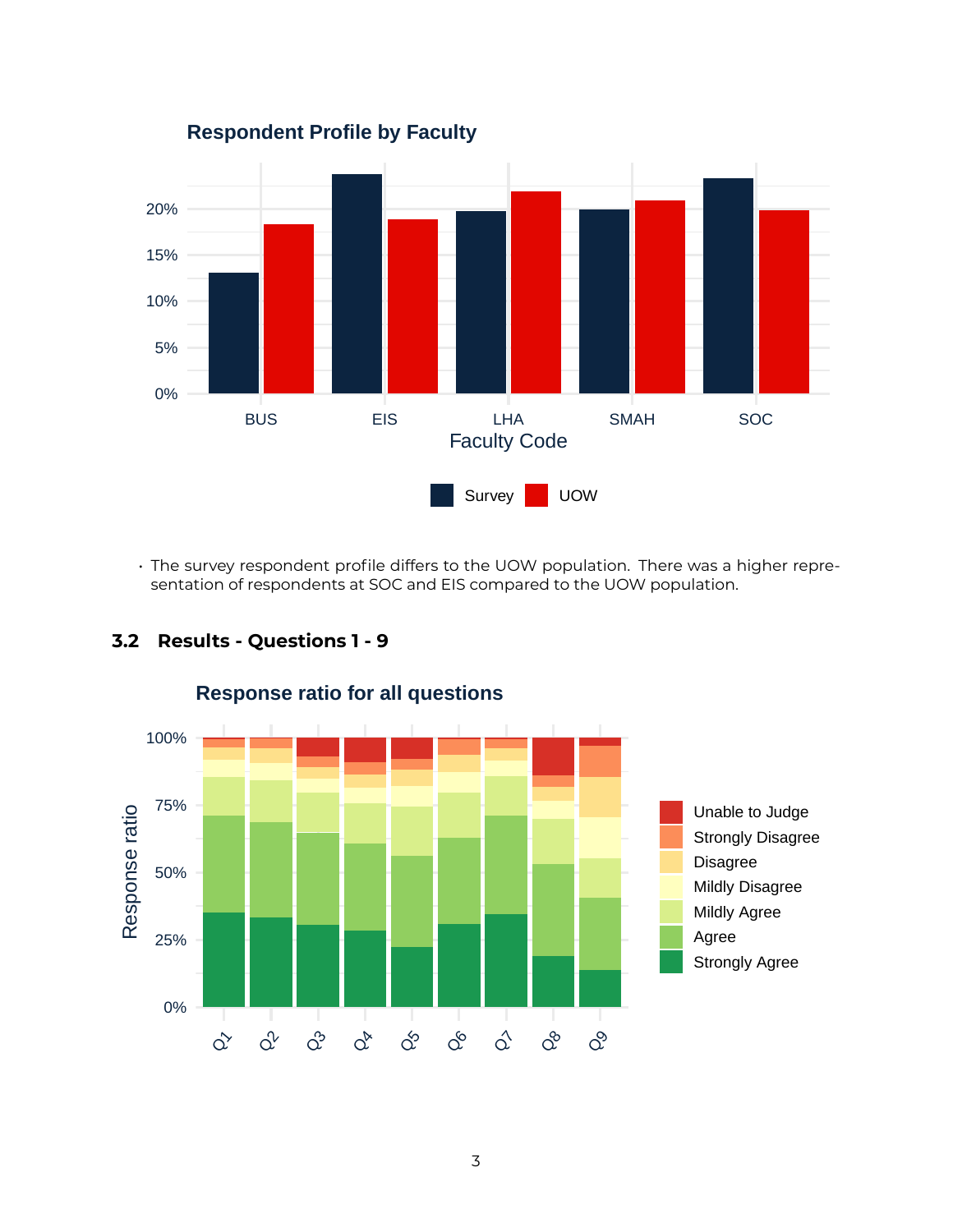- The survey respondent profile differs to the UOW population. There was a higher representation of respondents at SOC and EIS compared to the UOW population.

### 3.2 Results - Questions 1 - 9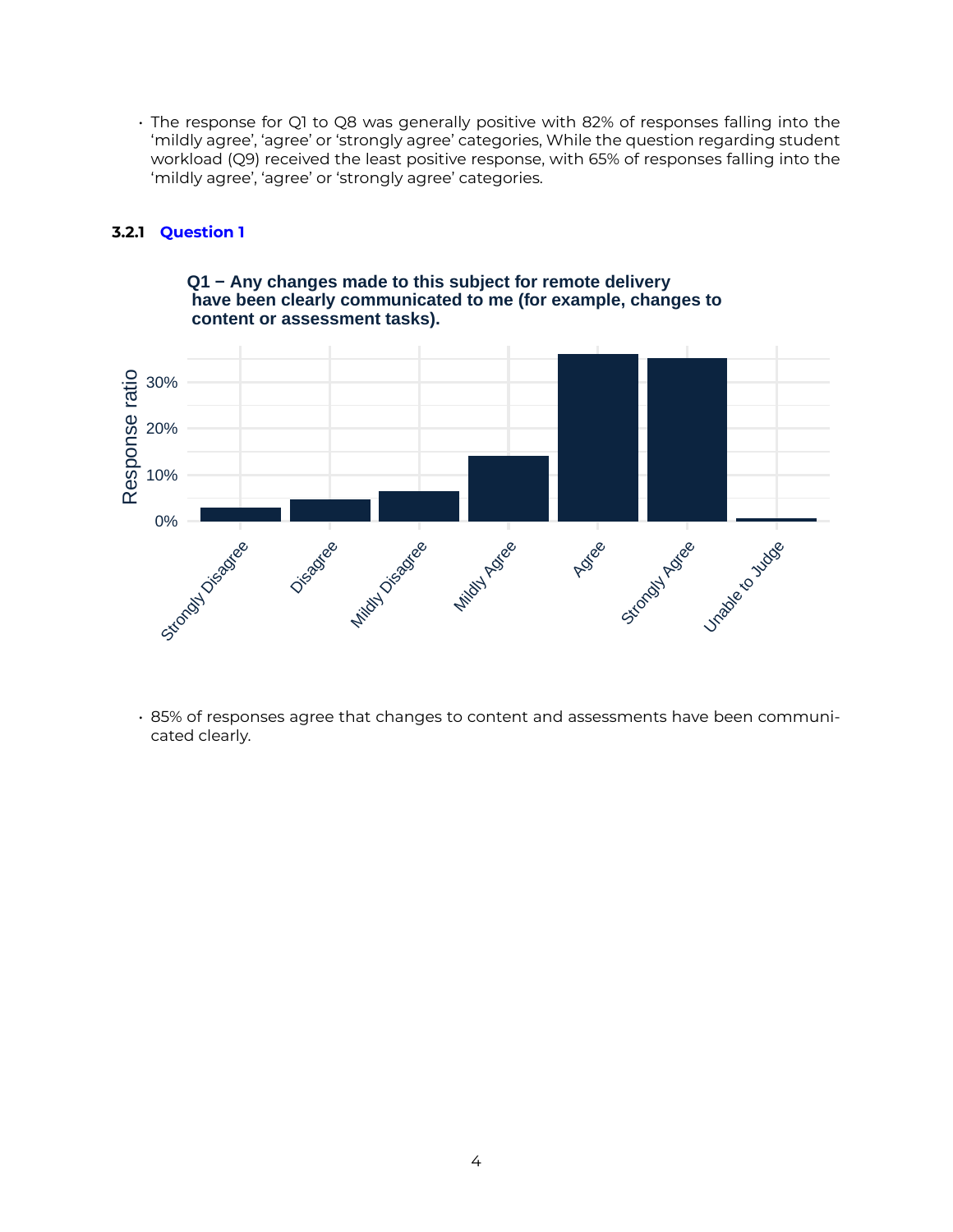- The response for Q1 to Q8 was generally positive with 82% of responses falling into the 'mildly agree', 'agree' or 'strongly agree' categories, While the question regarding student workload (Q9) received the least positive response, with 65% of responses falling into the 'mildly agree', 'agree' or 'strongly agree' categories.

### 3.2.1 Question 1

**Q1 − Any changes made to this subject for remote delivery have been clearly communicated to me (for example, changes to content or assessment tasks).**

- 85% of responses agree that changes to content and assessments have been communicated clearly.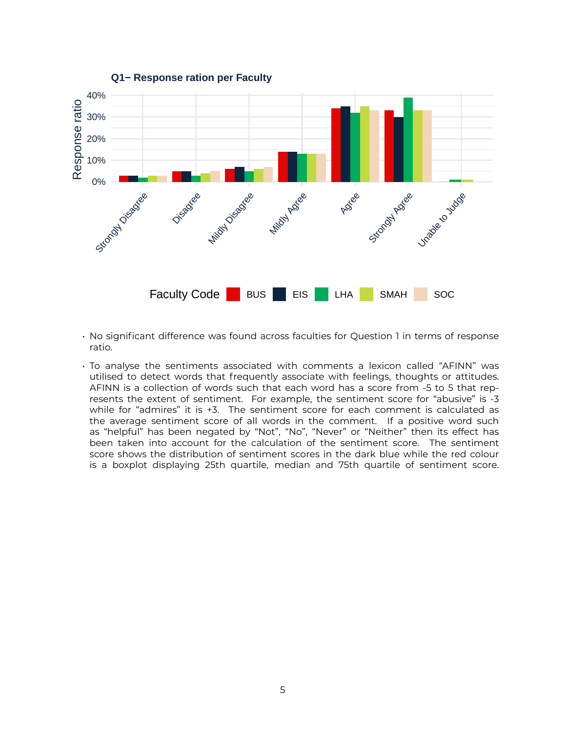- No significant difference was found across faculties for Question 1 in terms of response ratio.
- To analyse the sentiments associated with comments a lexicon called "AFINN" was utilised to detect words that frequently associate with feelings, thoughts or attitudes. AFINN is a collection of words such that each word has a score from -5 to 5 that represents the extent of sentiment. For example, the sentiment score for "abusive" is -3 while for "admires" it is +3. The sentiment score for each comment is calculated as the average sentiment score of all words in the comment. If a positive word such as "helpful" has been negated by "Not", "No", "Never" or "Neither" then its effect has been taken into account for the calculation of the sentiment score. The sentiment score shows the distribution of sentiment scores in the dark blue while the red colour is a boxplot displaying 25th quartile, median and 75th quartile of sentiment score.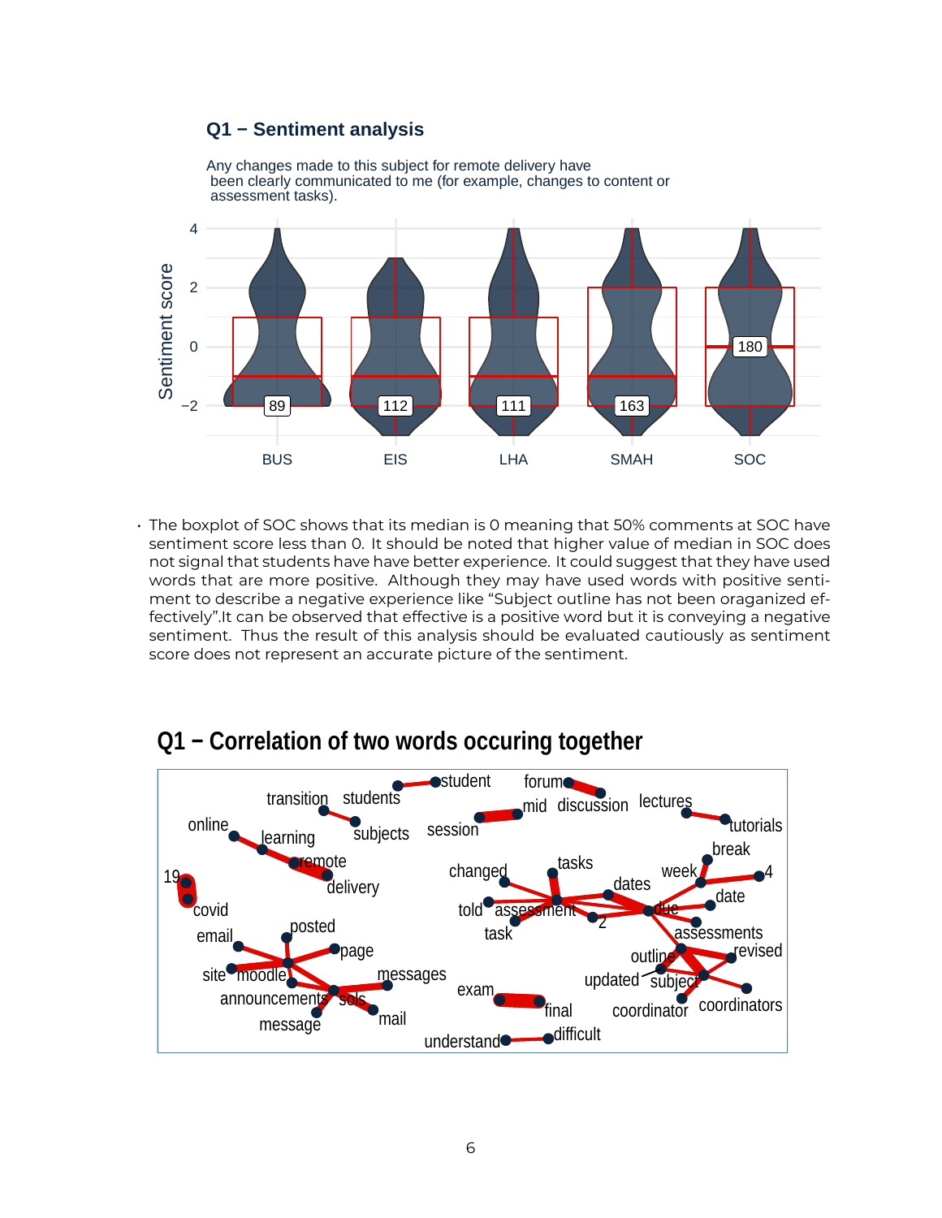## Q1 − Sentiment analysis

Any changes made to this subject for remote delivery have been clearly communicated to me (for example, changes to content or assessment tasks).

- The boxplot of SOC shows that its median is 0 meaning that 50% comments at SOC have sentiment score less than 0. It should be noted that higher value of median in SOC does not signal that students have have better experience. It could suggest that they have used words that are more positive. Although they may have used words with positive sentiment to describe a negative experience like "Subject outline has not been oraganized effectively".It can be observed that effective is a positive word but it is conveying a negative sentiment. Thus the result of this analysis should be evaluated cautiously as sentiment score does not represent an accurate picture of the sentiment.

## Q1 − Correlation of two words occuring together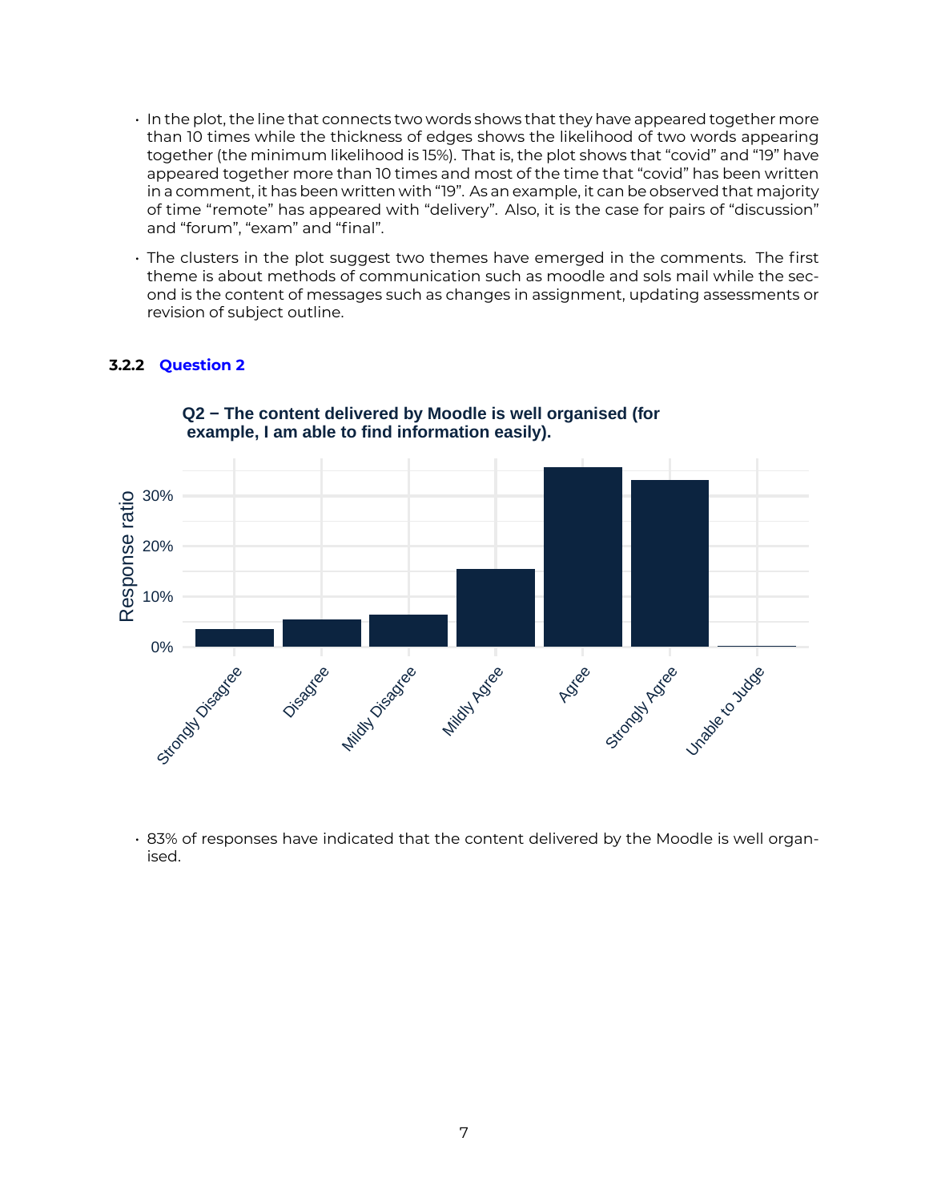- In the plot, the line that connects two words shows that they have appeared together more than 10 times while the thickness of edges shows the likelihood of two words appearing together (the minimum likelihood is 15%). That is, the plot shows that "covid" and "19" have appeared together more than 10 times and most of the time that "covid" has been written in a comment, it has been written with "19". As an example, it can be observed that majority of time "remote" has appeared with "delivery". Also, it is the case for pairs of "discussion" and "forum", "exam" and "final".
- The clusters in the plot suggest two themes have emerged in the comments. The first theme is about methods of communication such as moodle and sols mail while the second is the content of messages such as changes in assignment, updating assessments or revision of subject outline.

### 3.2.2 Question 2

**Q2 − The content delivered by Moodle is well organised (for example, I am able to find information easily).**

| Response | Response ratio (approx.) |
|---|---|
| Strongly Disagree | ~3.5% |
| Disagree | ~5.5% |
| Mildly Disagree | ~6.5% |
| Mildly Agree | ~15.5% |
| Agree | ~35.5% |
| Strongly Agree | ~33% |
| Unable to Judge | ~0% |

- 83% of responses have indicated that the content delivered by the Moodle is well organised.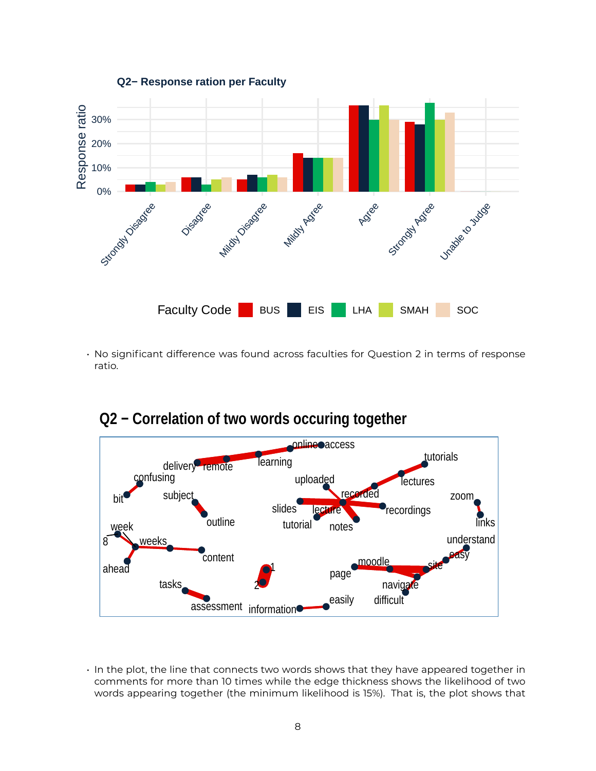**Q2– Response ration per Faculty**

- No significant difference was found across faculties for Question 2 in terms of response ratio.

## Q2 – Correlation of two words occuring together

- In the plot, the line that connects two words shows that they have appeared together in comments for more than 10 times while the edge thickness shows the likelihood of two words appearing together (the minimum likelihood is 15%). That is, the plot shows that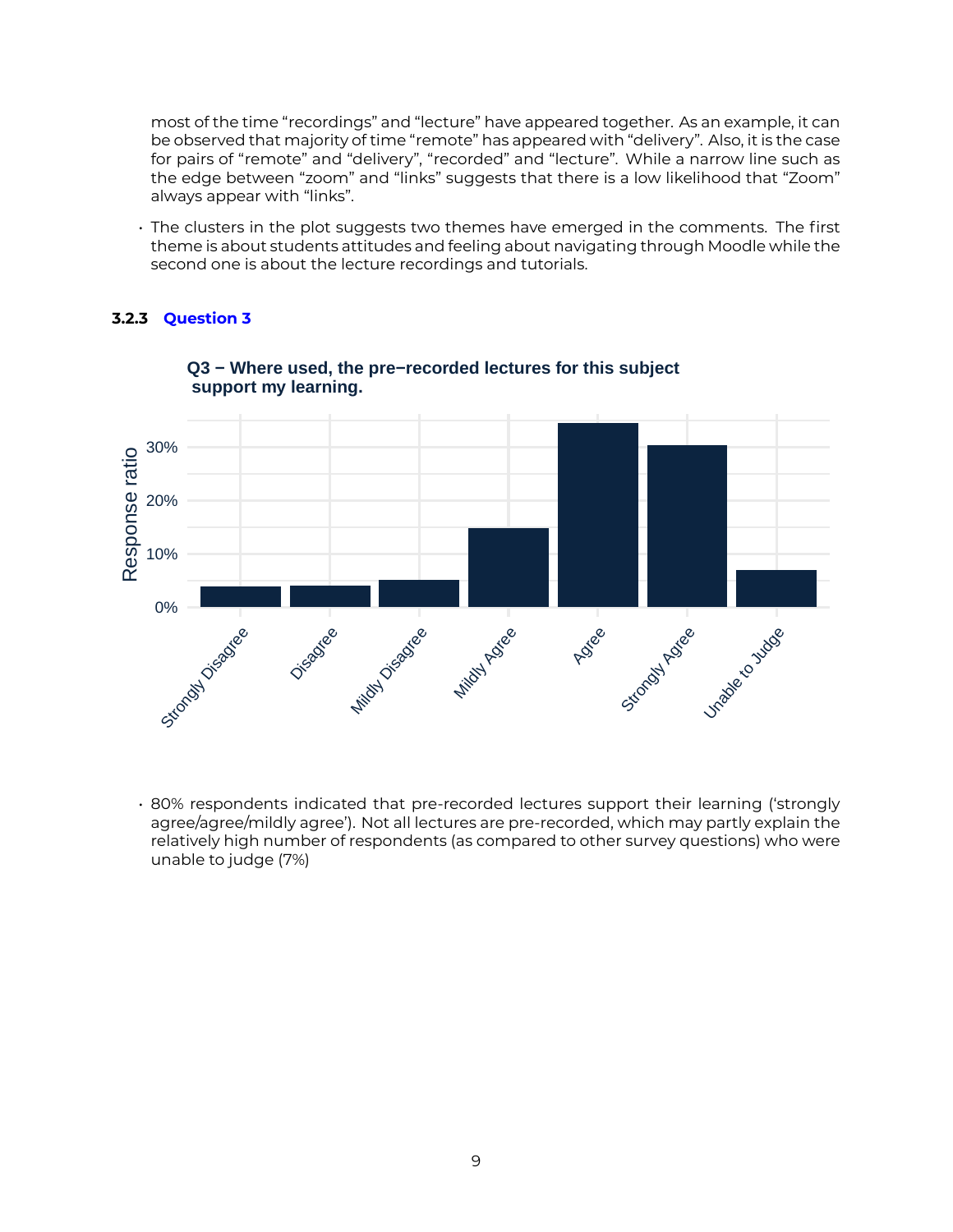most of the time “recordings” and “lecture” have appeared together. As an example, it can be observed that majority of time “remote” has appeared with “delivery”. Also, it is the case for pairs of “remote” and “delivery”, “recorded” and “lecture”. While a narrow line such as the edge between “zoom” and “links” suggests that there is a low likelihood that “Zoom” always appear with “links”.

- The clusters in the plot suggests two themes have emerged in the comments. The first theme is about students attitudes and feeling about navigating through Moodle while the second one is about the lecture recordings and tutorials.

### 3.2.3 Question 3

**Q3 − Where used, the pre−recorded lectures for this subject support my learning.**

- 80% respondents indicated that pre-recorded lectures support their learning (‘strongly agree/agree/mildly agree’). Not all lectures are pre-recorded, which may partly explain the relatively high number of respondents (as compared to other survey questions) who were unable to judge (7%)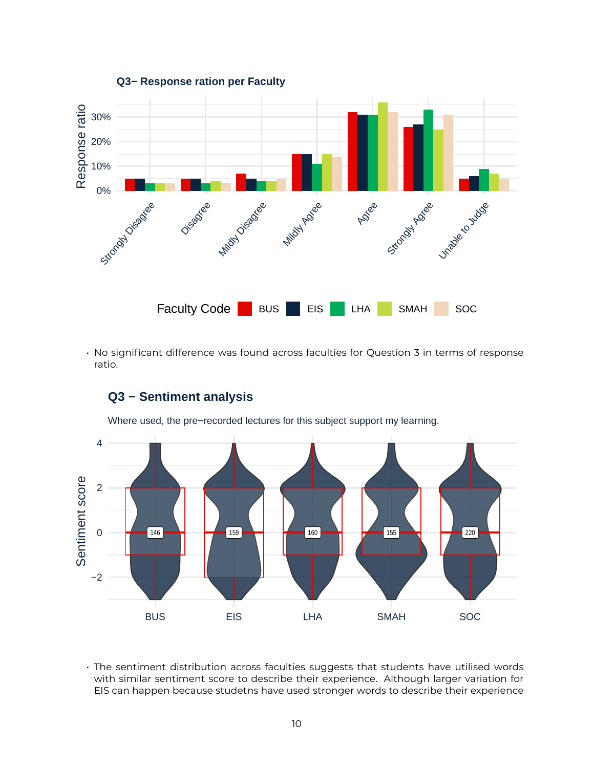### Q3− Response ration per Faculty

- No significant difference was found across faculties for Question 3 in terms of response ratio.

### Q3 − Sentiment analysis

Where used, the pre−recorded lectures for this subject support my learning.

- The sentiment distribution across faculties suggests that students have utilised words with similar sentiment score to describe their experience. Although larger variation for EIS can happen because studetns have used stronger words to describe their experience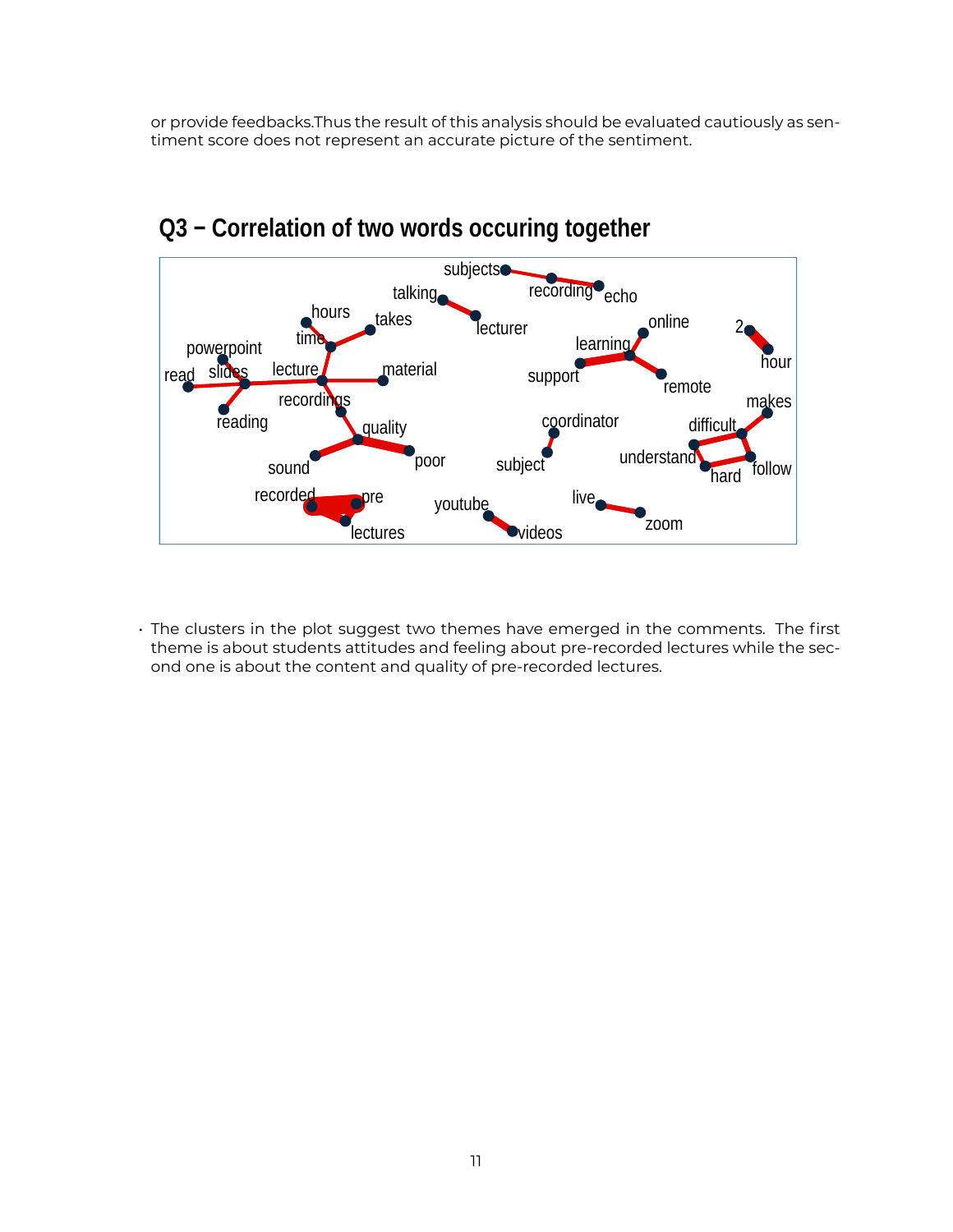or provide feedbacks.Thus the result of this analysis should be evaluated cautiously as sentiment score does not represent an accurate picture of the sentiment.

## Q3 − Correlation of two words occuring together

- The clusters in the plot suggest two themes have emerged in the comments. The first theme is about students attitudes and feeling about pre-recorded lectures while the second one is about the content and quality of pre-recorded lectures.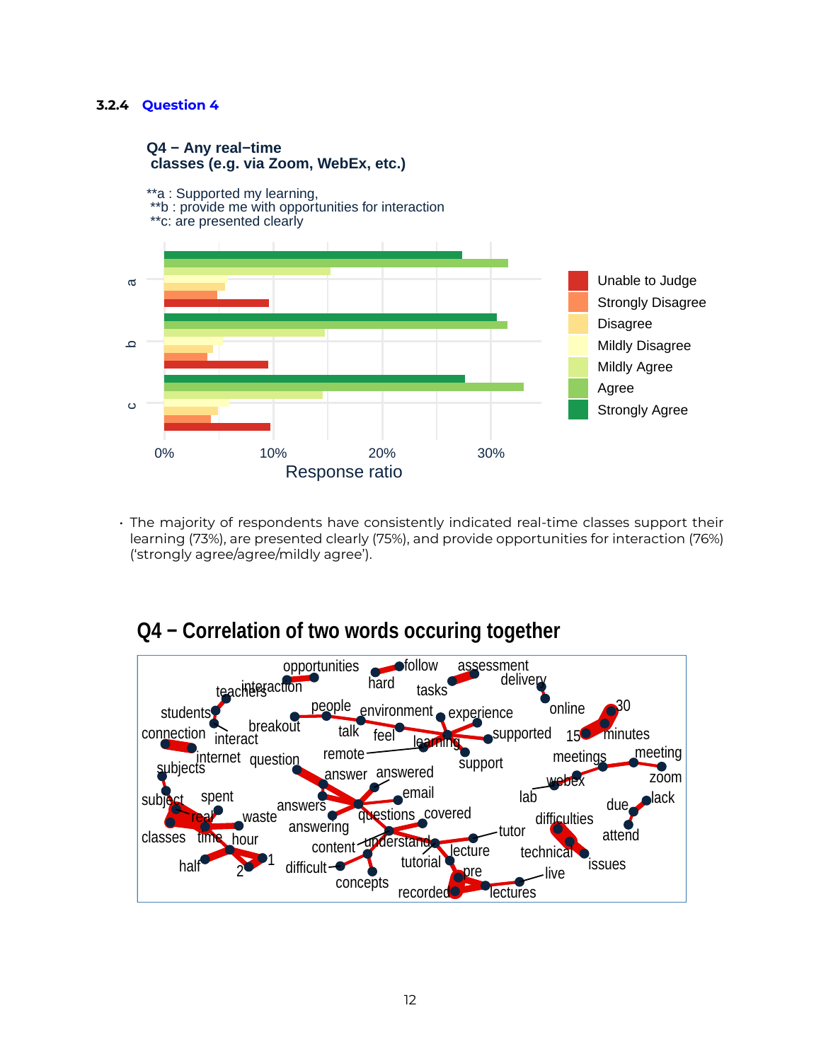### 3.2.4 Question 4

- The majority of respondents have consistently indicated real-time classes support their learning (73%), are presented clearly (75%), and provide opportunities for interaction (76%) ('strongly agree/agree/mildly agree').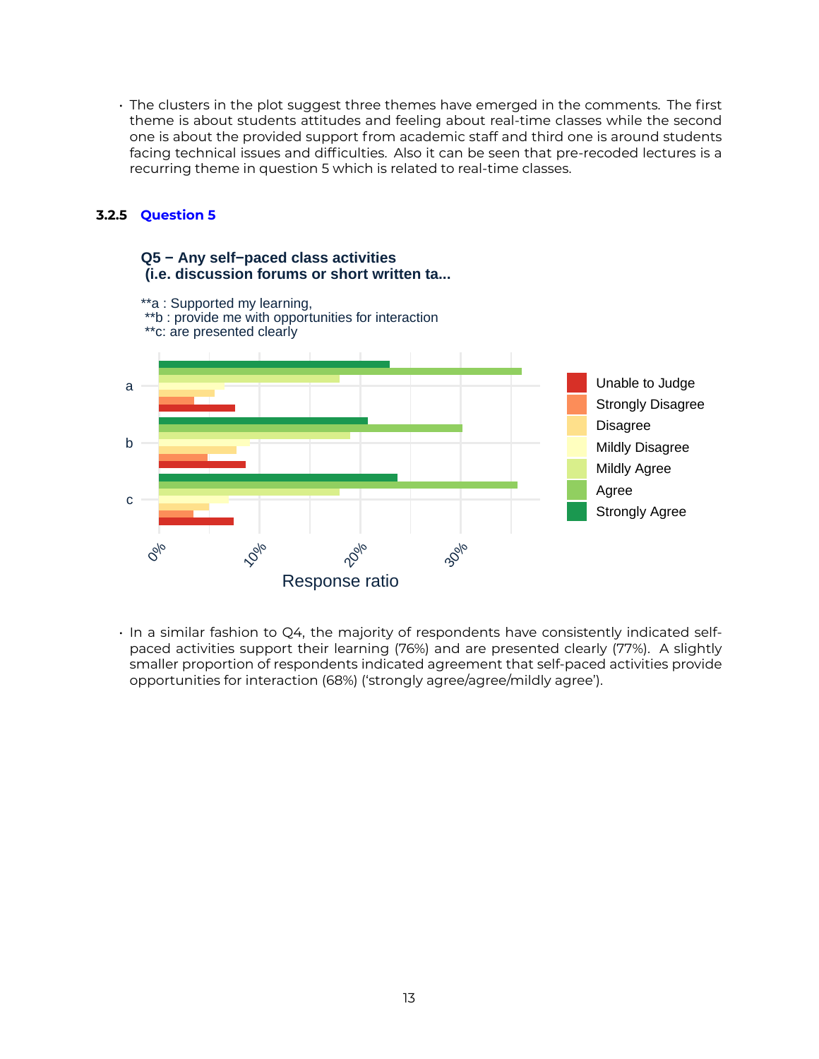- The clusters in the plot suggest three themes have emerged in the comments. The first theme is about students attitudes and feeling about real-time classes while the second one is about the provided support from academic staff and third one is around students facing technical issues and difficulties. Also it can be seen that pre-recoded lectures is a recurring theme in question 5 which is related to real-time classes.

### 3.2.5 Question 5

**Q5 − Any self−paced class activities (i.e. discussion forums or short written ta...**

**a : Supported my learning,
**b : provide me with opportunities for interaction
**c: are presented clearly

- In a similar fashion to Q4, the majority of respondents have consistently indicated self-paced activities support their learning (76%) and are presented clearly (77%). A slightly smaller proportion of respondents indicated agreement that self-paced activities provide opportunities for interaction (68%) ('strongly agree/agree/mildly agree').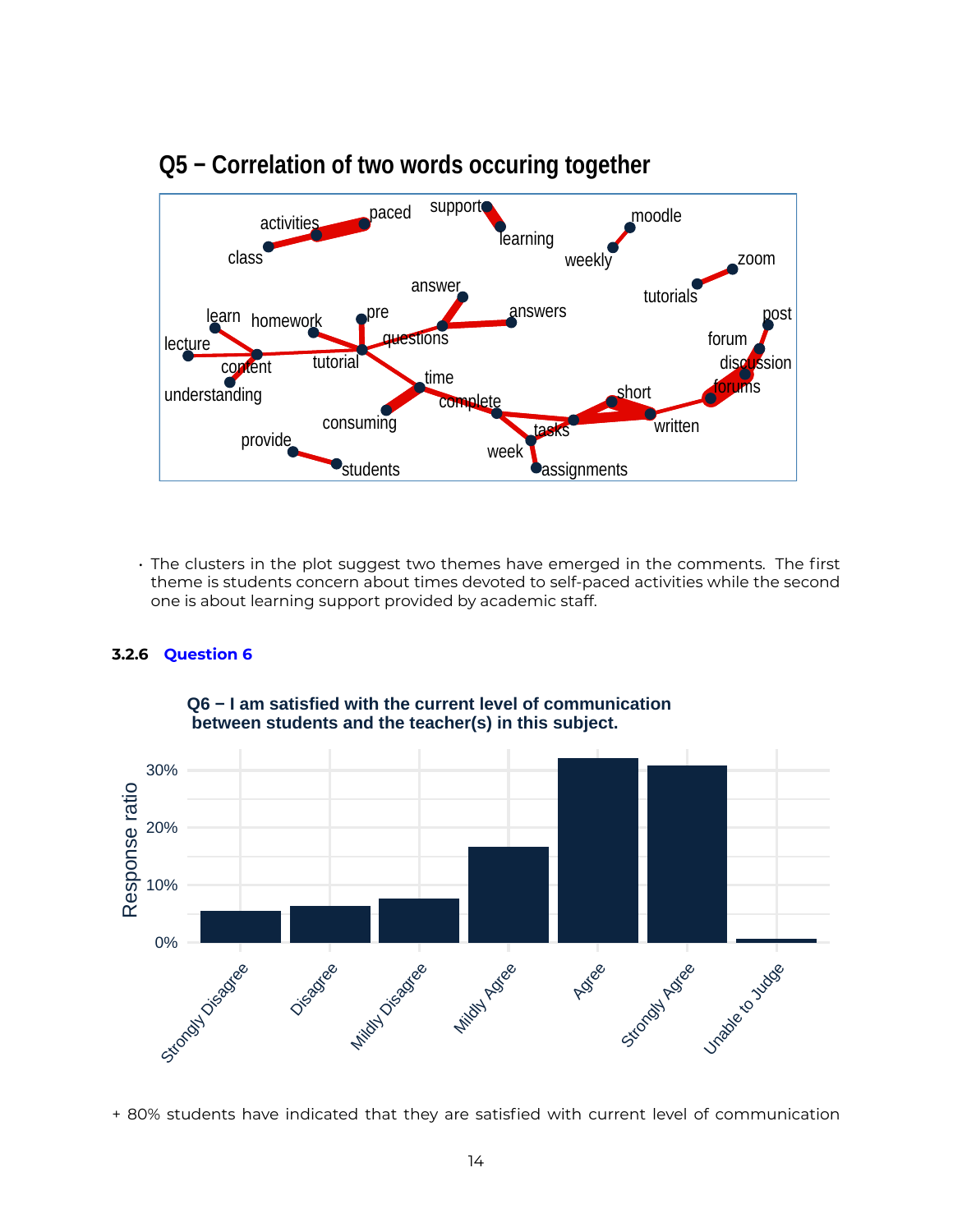Q5 − Correlation of two words occuring together

- The clusters in the plot suggest two themes have emerged in the comments. The first theme is students concern about times devoted to self-paced activities while the second one is about learning support provided by academic staff.

### 3.2.6 Question 6

Q6 − I am satisfied with the current level of communication between students and the teacher(s) in this subject.

+ 80% students have indicated that they are satisfied with current level of communication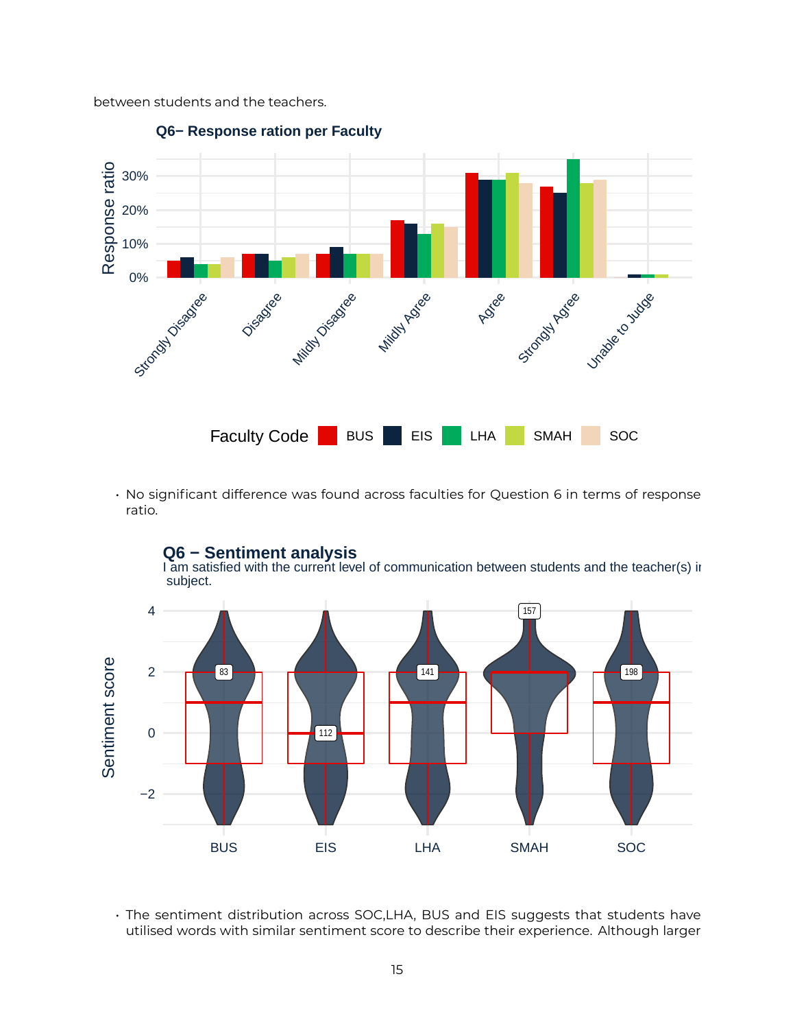between students and the teachers.

- No significant difference was found across faculties for Question 6 in terms of response ratio.

- The sentiment distribution across SOC,LHA, BUS and EIS suggests that students have utilised words with similar sentiment score to describe their experience. Although larger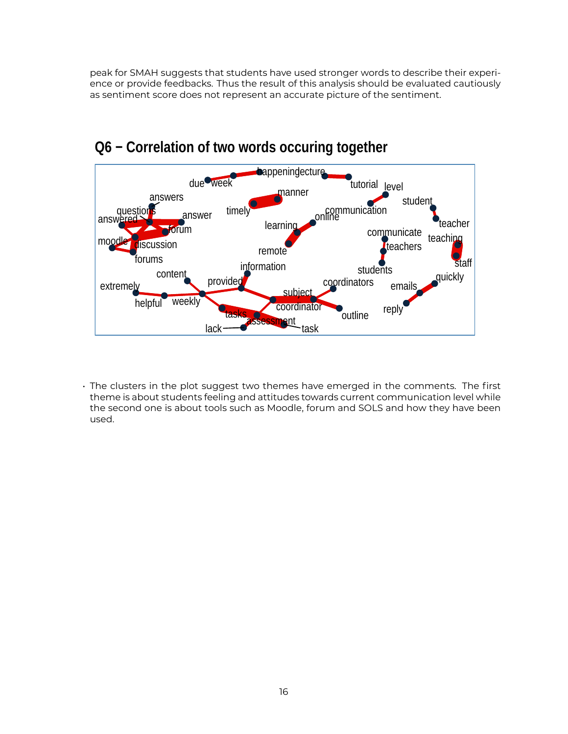peak for SMAH suggests that students have used stronger words to describe their experience or provide feedbacks. Thus the result of this analysis should be evaluated cautiously as sentiment score does not represent an accurate picture of the sentiment.

## Q6 – Correlation of two words occuring together

- The clusters in the plot suggest two themes have emerged in the comments. The first theme is about students feeling and attitudes towards current communication level while the second one is about tools such as Moodle, forum and SOLS and how they have been used.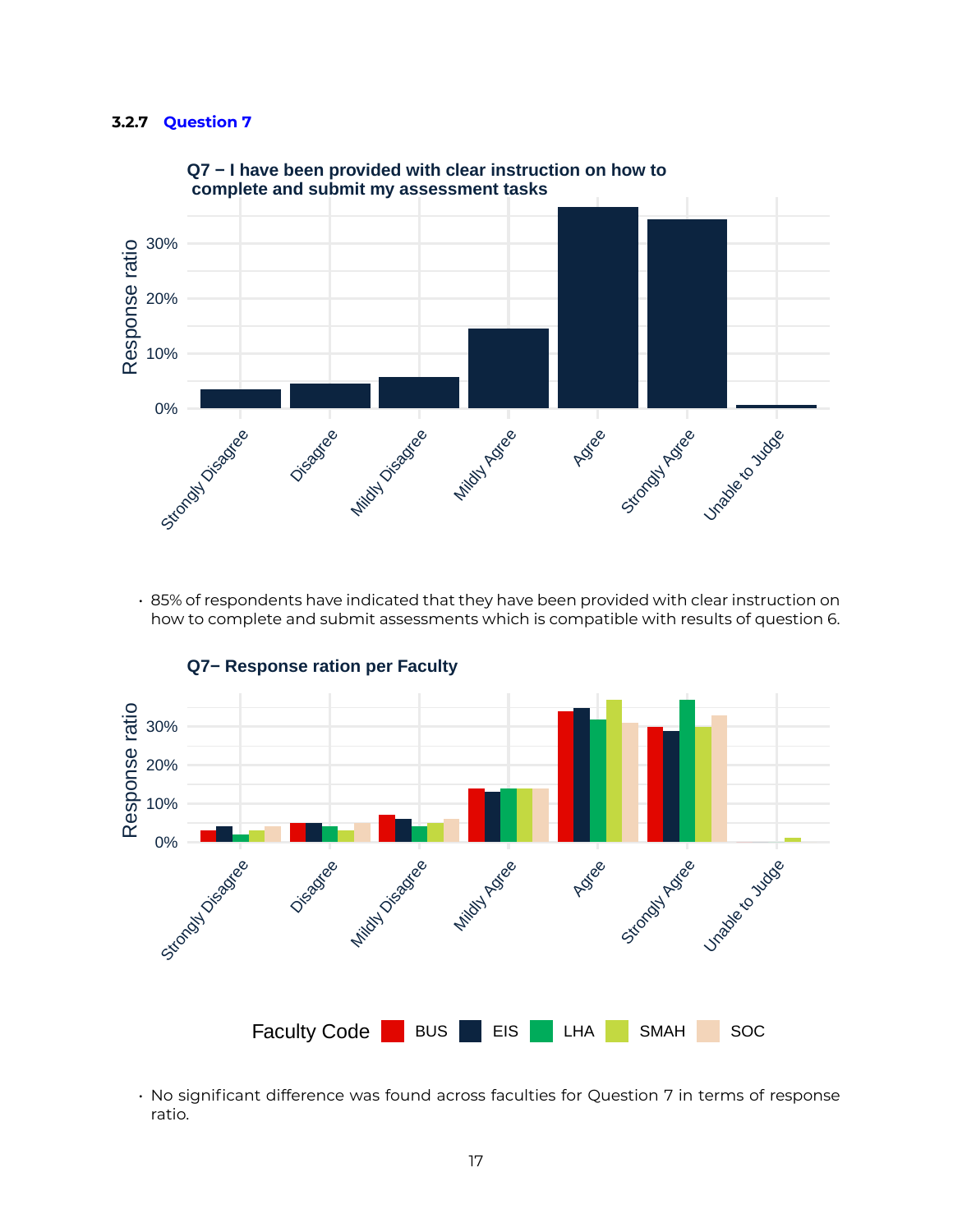### 3.2.7 Question 7

- 85% of respondents have indicated that they have been provided with clear instruction on how to complete and submit assessments which is compatible with results of question 6.

- No significant difference was found across faculties for Question 7 in terms of response ratio.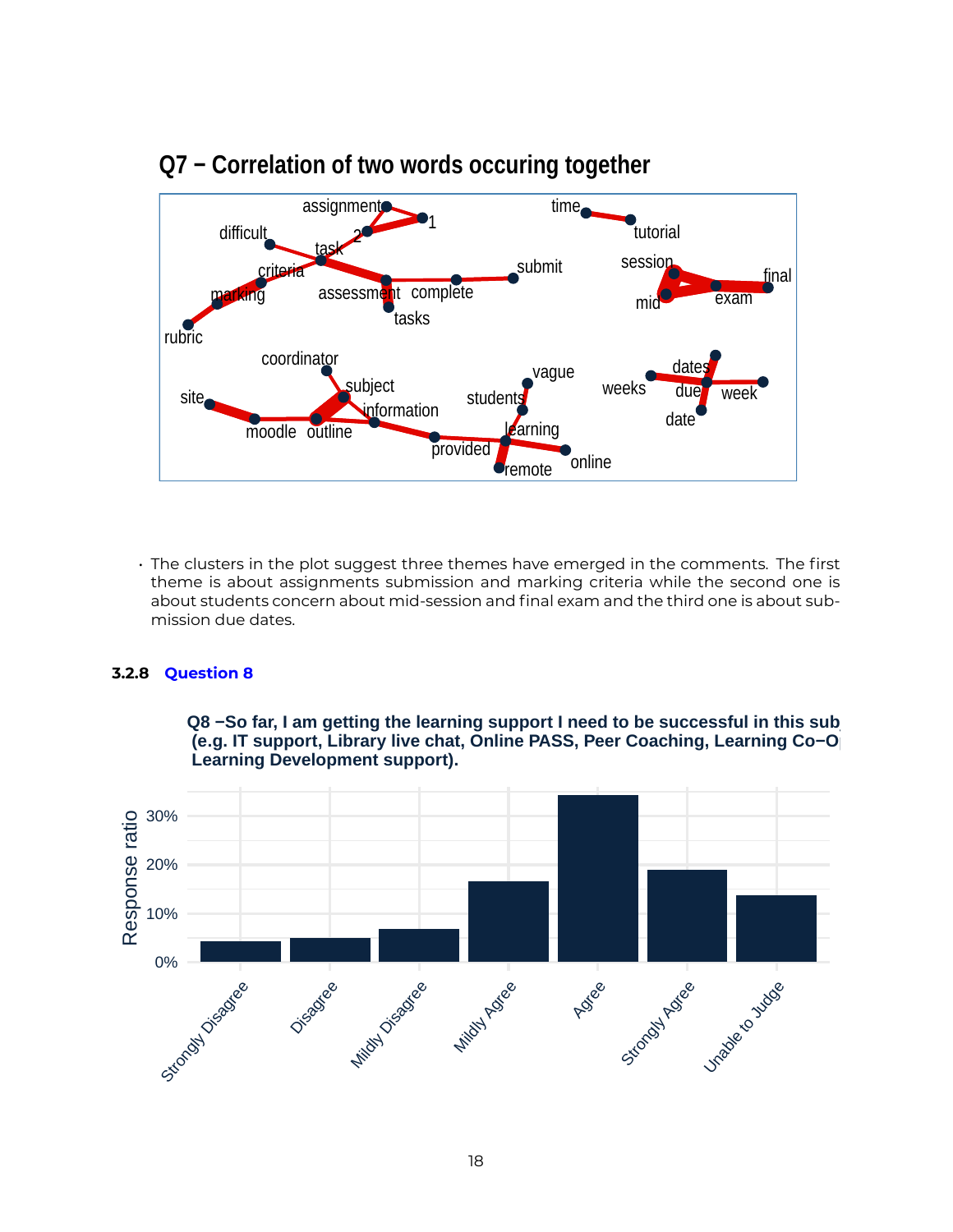**Q7 − Correlation of two words occuring together**

- The clusters in the plot suggest three themes have emerged in the comments. The first theme is about assignments submission and marking criteria while the second one is about students concern about mid-session and final exam and the third one is about submission due dates.

### 3.2.8 Question 8

**Q8 −So far, I am getting the learning support I need to be successful in this sub (e.g. IT support, Library live chat, Online PASS, Peer Coaching, Learning Co−O Learning Development support).**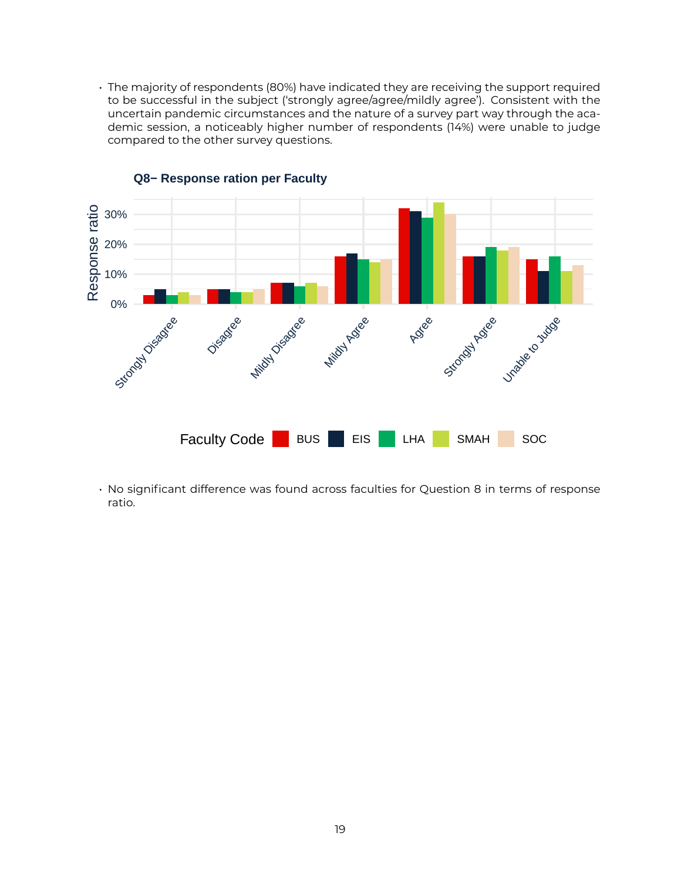- The majority of respondents (80%) have indicated they are receiving the support required to be successful in the subject ('strongly agree/agree/mildly agree'). Consistent with the uncertain pandemic circumstances and the nature of a survey part way through the academic session, a noticeably higher number of respondents (14%) were unable to judge compared to the other survey questions.

**Q8− Response ration per Faculty**

- No significant difference was found across faculties for Question 8 in terms of response ratio.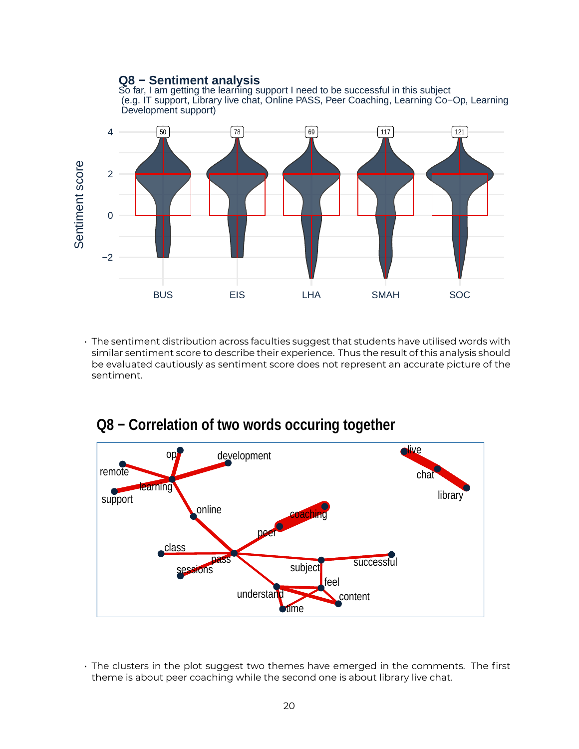## Q8 − Sentiment analysis

So far, I am getting the learning support I need to be successful in this subject (e.g. IT support, Library live chat, Online PASS, Peer Coaching, Learning Co−Op, Learning Development support)

- The sentiment distribution across faculties suggest that students have utilised words with similar sentiment score to describe their experience. Thus the result of this analysis should be evaluated cautiously as sentiment score does not represent an accurate picture of the sentiment.

## Q8 − Correlation of two words occuring together

- The clusters in the plot suggest two themes have emerged in the comments. The first theme is about peer coaching while the second one is about library live chat.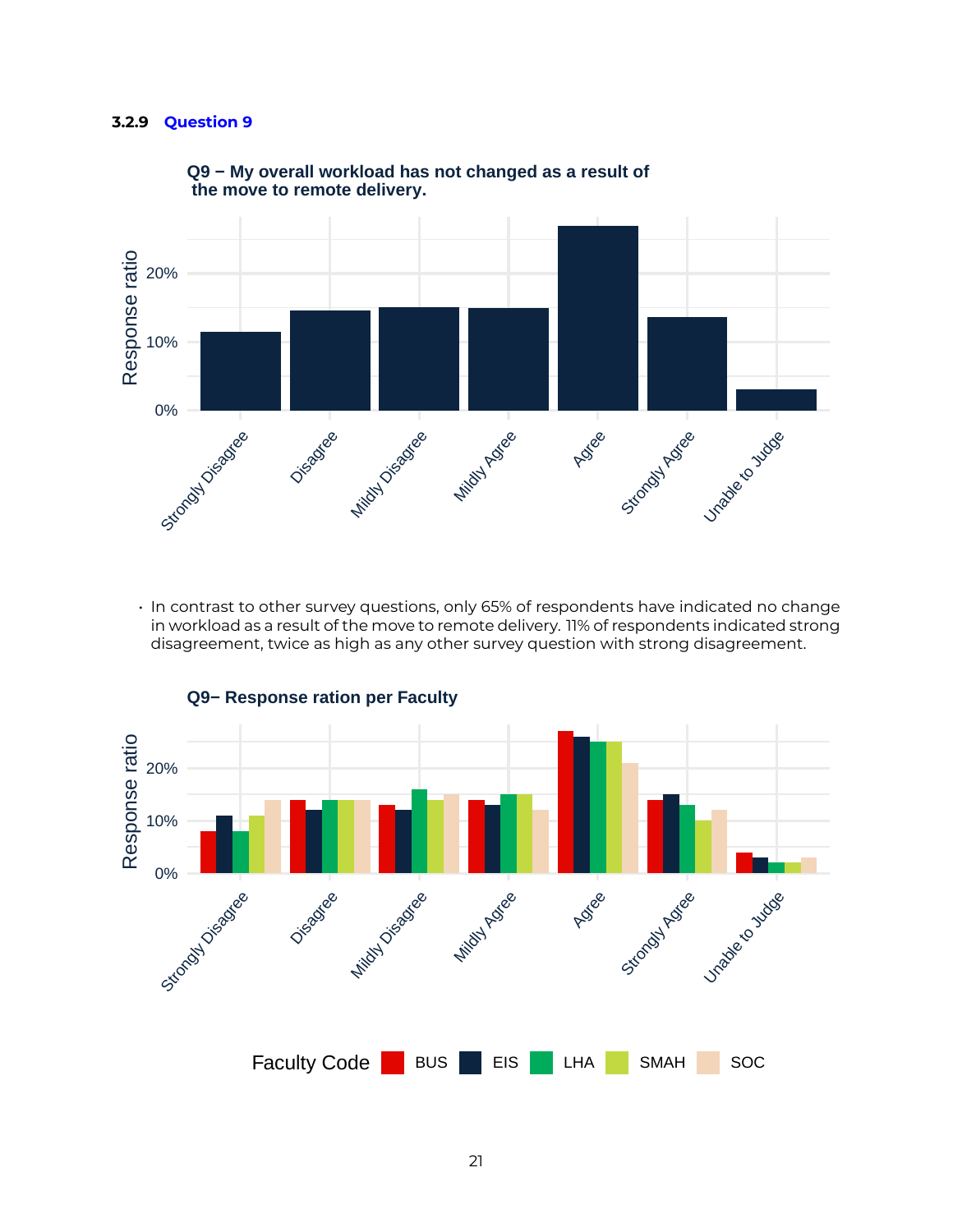### 3.2.9 Question 9

- In contrast to other survey questions, only 65% of respondents have indicated no change in workload as a result of the move to remote delivery. 11% of respondents indicated strong disagreement, twice as high as any other survey question with strong disagreement.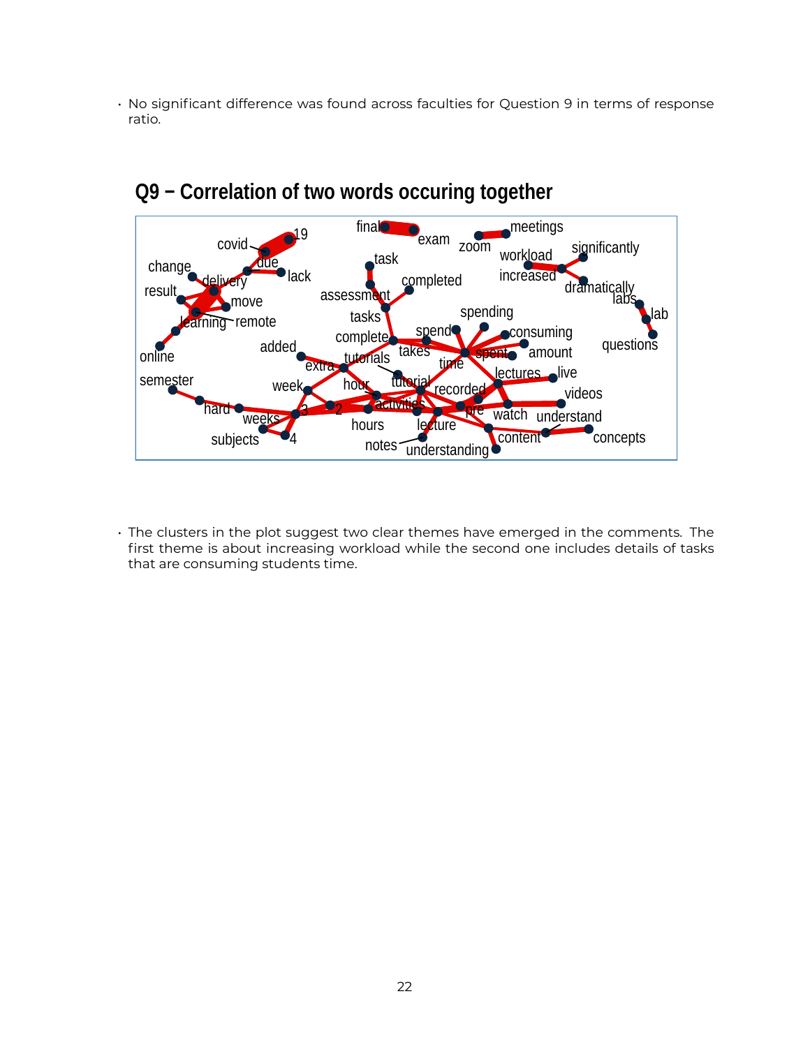- No significant difference was found across faculties for Question 9 in terms of response ratio.

## Q9 – Correlation of two words occuring together

- The clusters in the plot suggest two clear themes have emerged in the comments. The first theme is about increasing workload while the second one includes details of tasks that are consuming students time.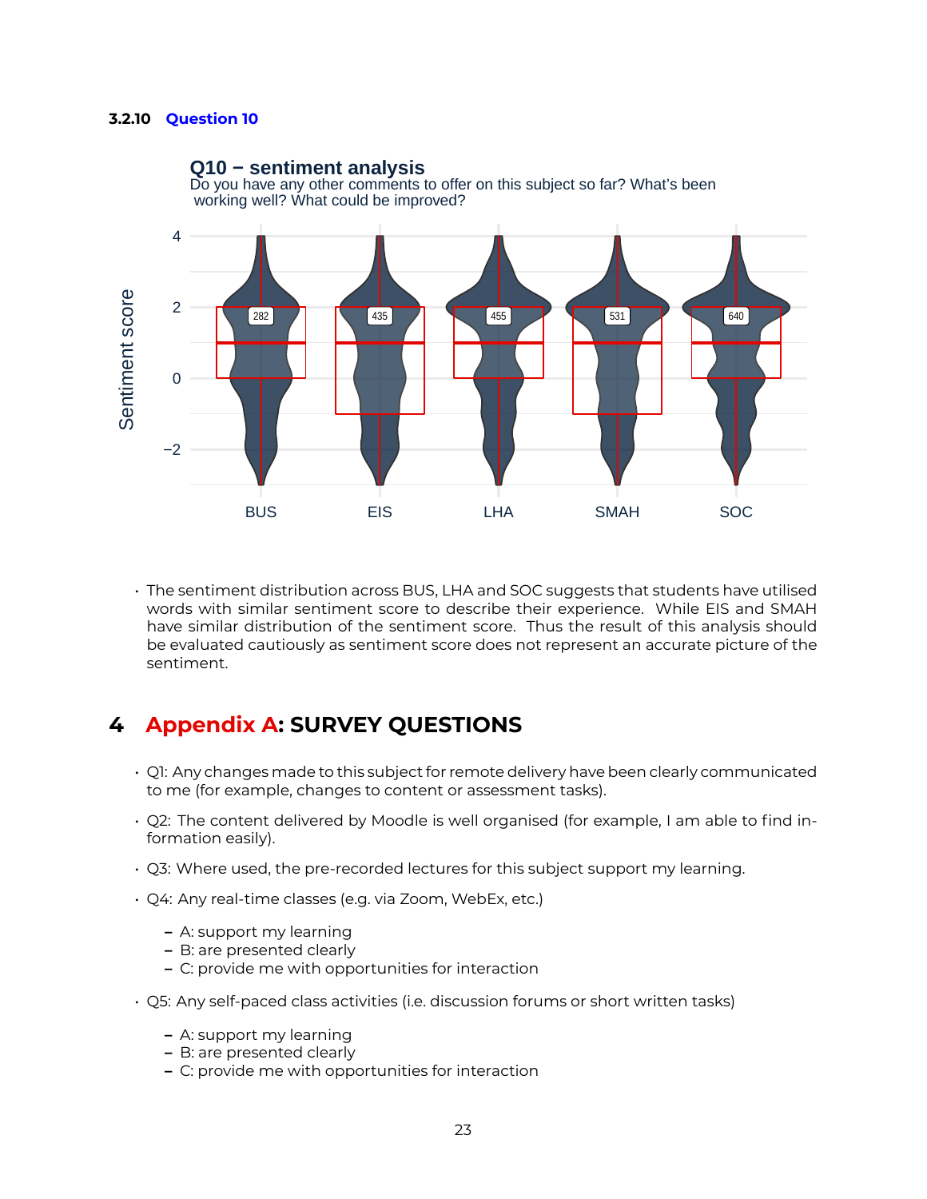### 3.2.10 Question 10

**Q10 − sentiment analysis**
Do you have any other comments to offer on this subject so far? What's been working well? What could be improved?

- The sentiment distribution across BUS, LHA and SOC suggests that students have utilised words with similar sentiment score to describe their experience. While EIS and SMAH have similar distribution of the sentiment score. Thus the result of this analysis should be evaluated cautiously as sentiment score does not represent an accurate picture of the sentiment.

# 4 Appendix A: SURVEY QUESTIONS

- Q1: Any changes made to this subject for remote delivery have been clearly communicated to me (for example, changes to content or assessment tasks).
- Q2: The content delivered by Moodle is well organised (for example, I am able to find information easily).
- Q3: Where used, the pre-recorded lectures for this subject support my learning.
- Q4: Any real-time classes (e.g. via Zoom, WebEx, etc.)
  - A: support my learning
  - B: are presented clearly
  - C: provide me with opportunities for interaction
- Q5: Any self-paced class activities (i.e. discussion forums or short written tasks)
  - A: support my learning
  - B: are presented clearly
  - C: provide me with opportunities for interaction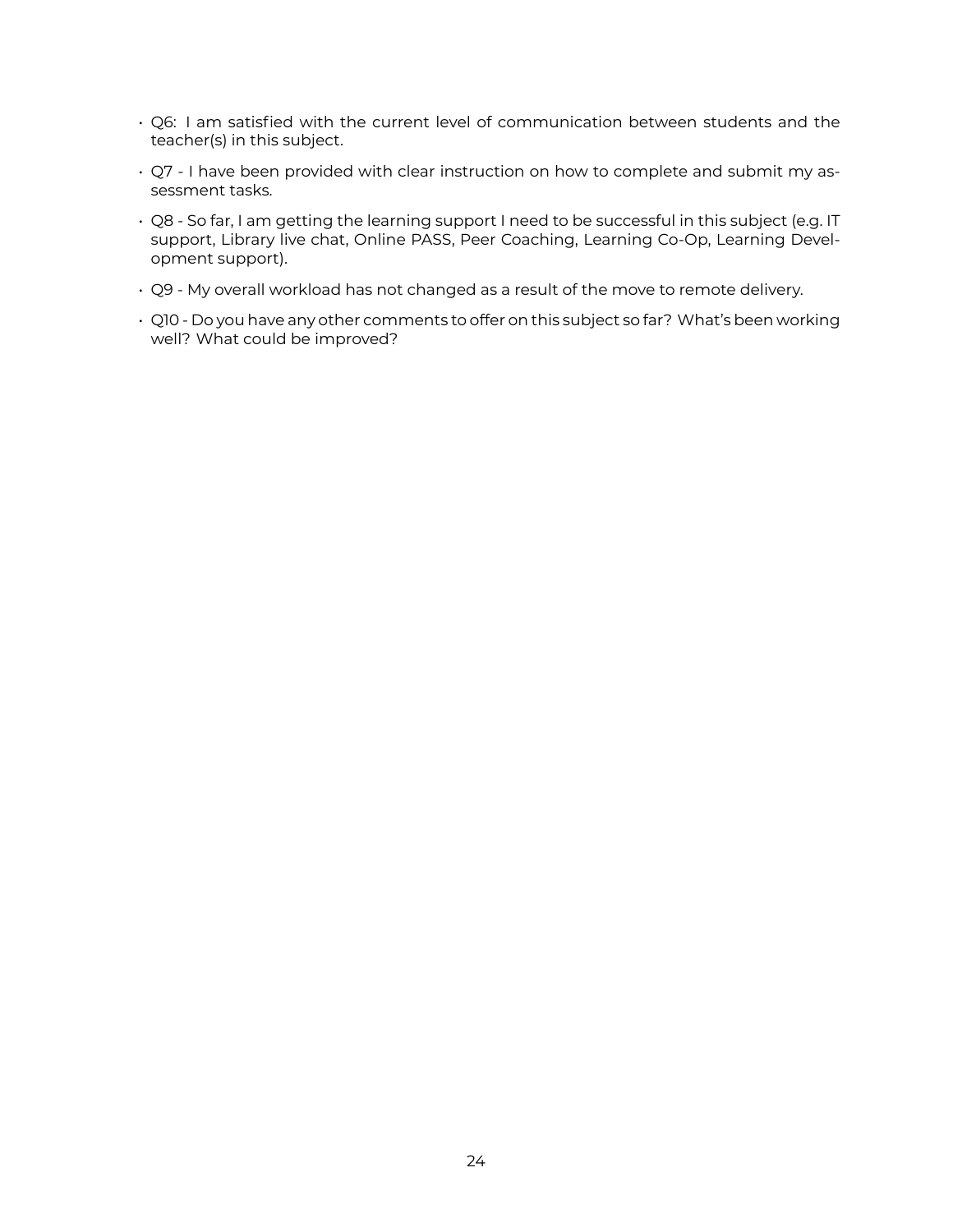- Q6: I am satisfied with the current level of communication between students and the teacher(s) in this subject.
- Q7 - I have been provided with clear instruction on how to complete and submit my assessment tasks.
- Q8 - So far, I am getting the learning support I need to be successful in this subject (e.g. IT support, Library live chat, Online PASS, Peer Coaching, Learning Co-Op, Learning Development support).
- Q9 - My overall workload has not changed as a result of the move to remote delivery.
- Q10 - Do you have any other comments to offer on this subject so far? What's been working well? What could be improved?